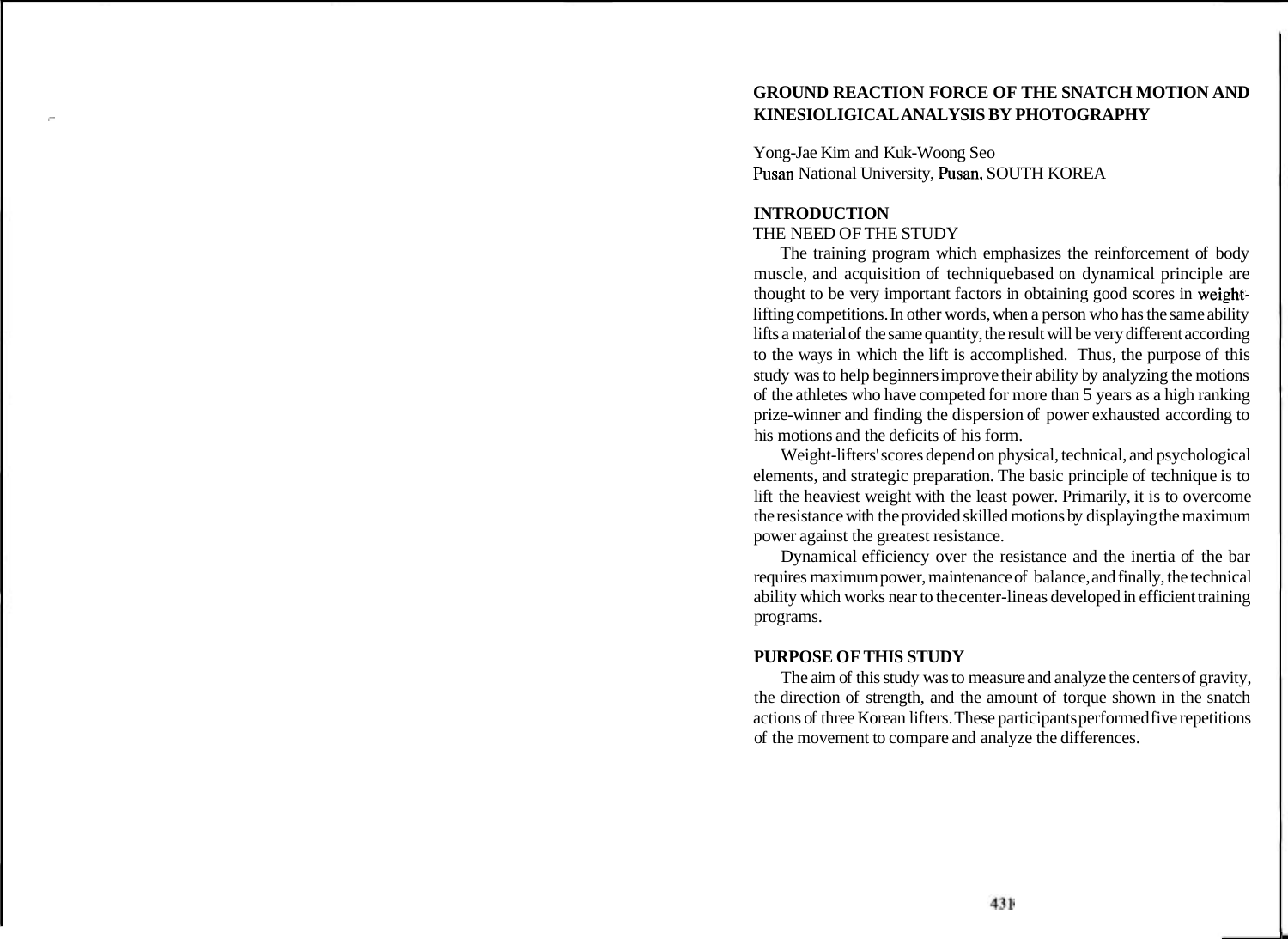# GROUND REACTION FORCE OF THE SNATCH MOTION AND KINESIOLIGICAL ANALYSIS BY PHOTOGRAPHY

Yong-Jae Kim and Kuk-Woong Seo
Pusan National University, Pusan, SOUTH KOREA

## INTRODUCTION

THE NEED OF THE STUDY

The training program which emphasizes the reinforcement of body muscle, and acquisition of techniquebased on dynamical principle are thought to be very important factors in obtaining good scores in weight-lifting competitions. In other words, when a person who has the same ability lifts a material of the same quantity, the result will be very different according to the ways in which the lift is accomplished. Thus, the purpose of this study was to help beginners improve their ability by analyzing the motions of the athletes who have competed for more than 5 years as a high ranking prize-winner and finding the dispersion of power exhausted according to his motions and the deficits of his form.

Weight-lifters' scores depend on physical, technical, and psychological elements, and strategic preparation. The basic principle of technique is to lift the heaviest weight with the least power. Primarily, it is to overcome the resistance with the provided skilled motions by displaying the maximum power against the greatest resistance.

Dynamical efficiency over the resistance and the inertia of the bar requires maximum power, maintenance of balance, and finally, the technical ability which works near to the center-lineas developed in efficient training programs.

## PURPOSE OF THIS STUDY

The aim of this study was to measure and analyze the centers of gravity, the direction of strength, and the amount of torque shown in the snatch actions of three Korean lifters. These participants performed five repetitions of the movement to compare and analyze the differences.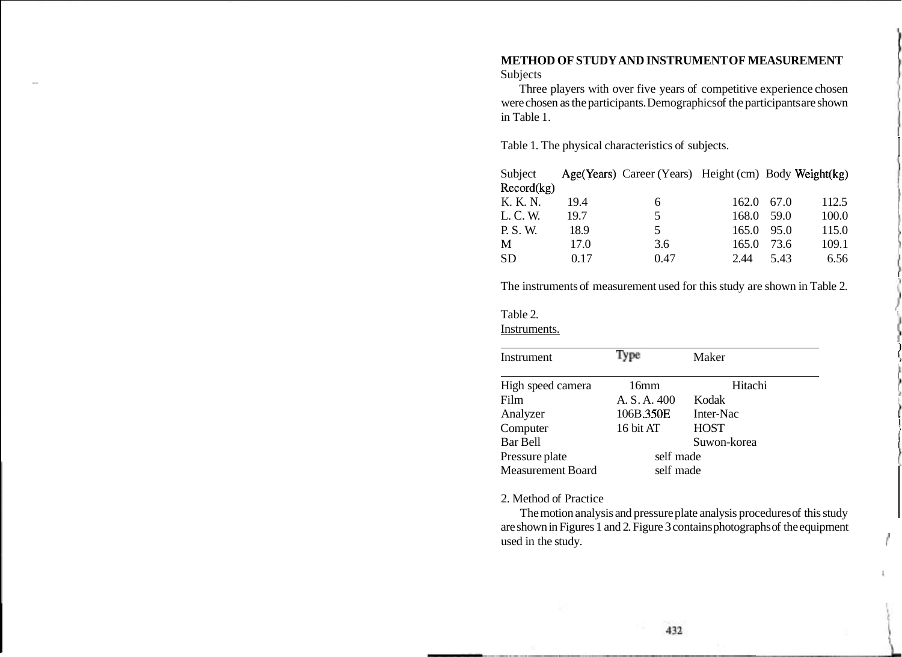## METHOD OF STUDY AND INSTRUMENT OF MEASUREMENT

Subjects

Three players with over five years of competitive experience chosen were chosen as the participants. Demographics of the participants are shown in Table 1.

Table 1. The physical characteristics of subjects.

| Subject | Age(Years) | Career (Years) | Height (cm) | Body Weight(kg) | Record(kg) |
|---|---|---|---|---|---|
| K. K. N. | 19.4 | 6 | 162.0 | 67.0 | 112.5 |
| L. C. W. | 19.7 | 5 | 168.0 | 59.0 | 100.0 |
| P. S. W. | 18.9 | 5 | 165.0 | 95.0 | 115.0 |
| M | 17.0 | 3.6 | 165.0 | 73.6 | 109.1 |
| SD | 0.17 | 0.47 | 2.44 | 5.43 | 6.56 |

The instruments of measurement used for this study are shown in Table 2.

Table 2.
Instruments.

| Instrument | Type | Maker |
|---|---|---|
| High speed camera | 16mm | Hitachi |
| Film | A. S. A. 400 | Kodak |
| Analyzer | 106B.350E | Inter-Nac |
| Computer | 16 bit AT | HOST |
| Bar Bell | | Suwon-korea |
| Pressure plate | self made | |
| Measurement Board | self made | |

2. Method of Practice

The motion analysis and pressure plate analysis procedures of this study are shown in Figures 1 and 2. Figure 3 contains photographs of the equipment used in the study.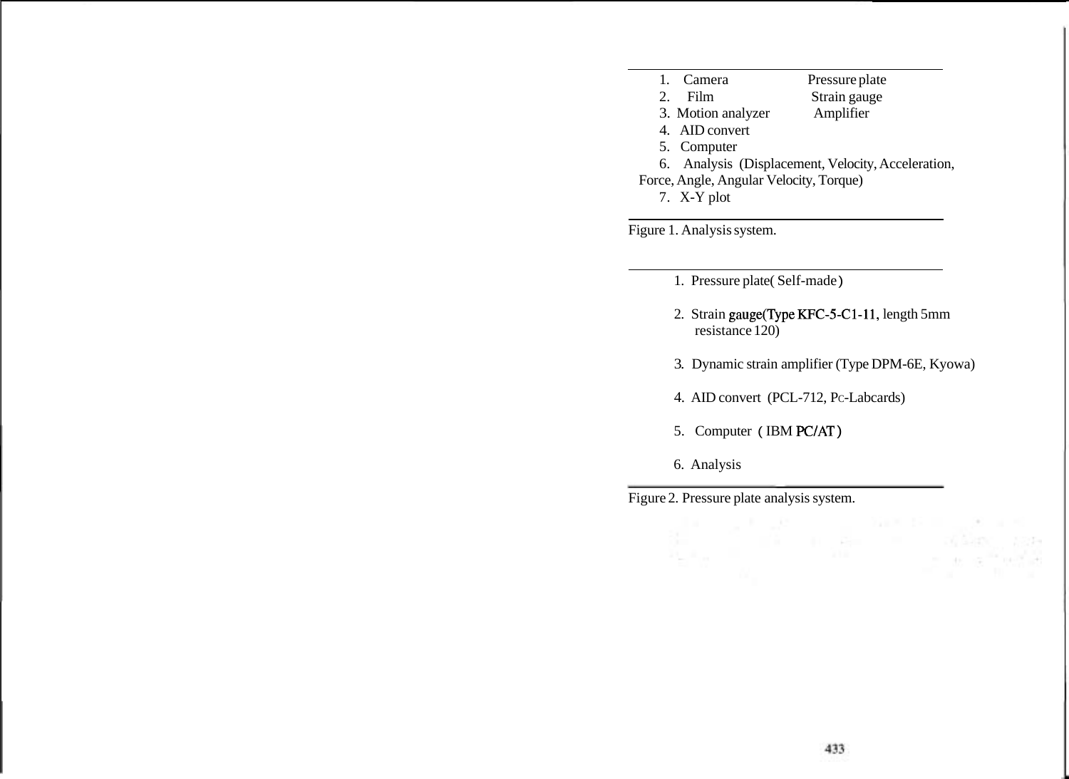| | |
|---|---|
| 1. Camera | Pressure plate |
| 2. Film | Strain gauge |
| 3. Motion analyzer | Amplifier |
| 4. AID convert | |
| 5. Computer | |
| 6. Analysis (Displacement, Velocity, Acceleration, Force, Angle, Angular Velocity, Torque) | |
| 7. X-Y plot | |

Figure 1. Analysis system.

1. Pressure plate( Self-made )

2. Strain gauge(Type KFC-5-C1-11, length 5mm resistance 120)

3. Dynamic strain amplifier (Type DPM-6E, Kyowa)

4. AID convert (PCL-712, PC-Labcards)

5. Computer ( IBM PC/AT )

6. Analysis

Figure 2. Pressure plate analysis system.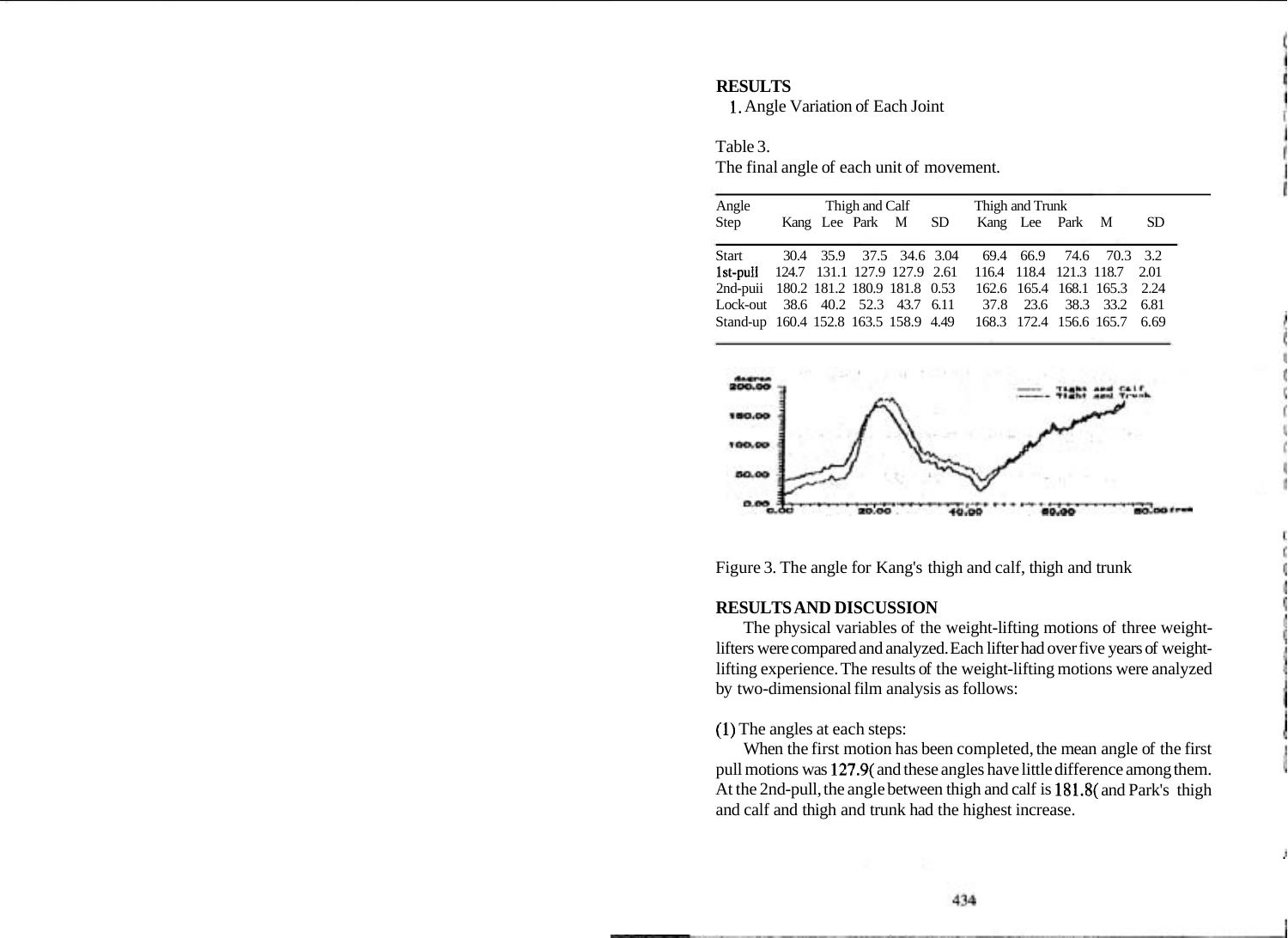## RESULTS

1. Angle Variation of Each Joint

Table 3.
The final angle of each unit of movement.

| Angle | Thigh and Calf | | | | | Thigh and Trunk | | | | |
|---|---|---|---|---|---|---|---|---|---|---|
| Step | Kang | Lee | Park | M | SD | Kang | Lee | Park | M | SD |
| Start | 30.4 | 35.9 | 37.5 | 34.6 | 3.04 | 69.4 | 66.9 | 74.6 | 70.3 | 3.2 |
| 1st-pull | 124.7 | 131.1 | 127.9 | 127.9 | 2.61 | 116.4 | 118.4 | 121.3 | 118.7 | 2.01 |
| 2nd-puii | 180.2 | 181.2 | 180.9 | 181.8 | 0.53 | 162.6 | 165.4 | 168.1 | 165.3 | 2.24 |
| Lock-out | 38.6 | 40.2 | 52.3 | 43.7 | 6.11 | 37.8 | 23.6 | 38.3 | 33.2 | 6.81 |
| Stand-up | 160.4 | 152.8 | 163.5 | 158.9 | 4.49 | 168.3 | 172.4 | 156.6 | 165.7 | 6.69 |

Figure 3. The angle for Kang's thigh and calf, thigh and trunk

## RESULTS AND DISCUSSION

The physical variables of the weight-lifting motions of three weight-lifters were compared and analyzed. Each lifter had over five years of weight-lifting experience. The results of the weight-lifting motions were analyzed by two-dimensional film analysis as follows:

(1) The angles at each steps:

When the first motion has been completed, the mean angle of the first pull motions was 127.9( and these angles have little difference among them. At the 2nd-pull, the angle between thigh and calf is 181.8( and Park's thigh and calf and thigh and trunk had the highest increase.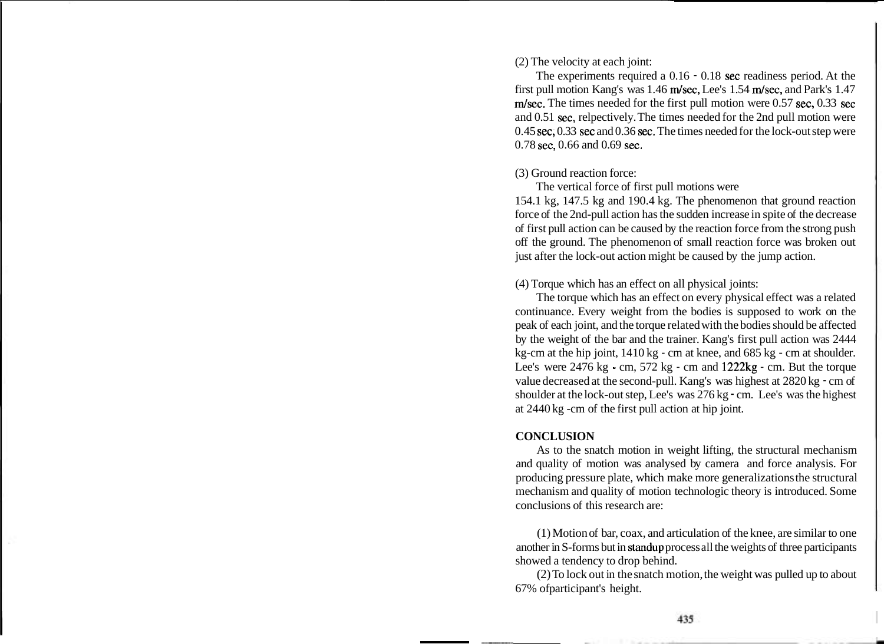(2) The velocity at each joint:

The experiments required a 0.16 - 0.18 sec readiness period. At the first pull motion Kang's was 1.46 m/sec, Lee's 1.54 m/sec, and Park's 1.47 m/sec. The times needed for the first pull motion were 0.57 sec, 0.33 sec and 0.51 sec, relpectively. The times needed for the 2nd pull motion were 0.45 sec, 0.33 sec and 0.36 sec. The times needed for the lock-out step were 0.78 sec, 0.66 and 0.69 sec.

(3) Ground reaction force:

The vertical force of first pull motions were 154.1 kg, 147.5 kg and 190.4 kg. The phenomenon that ground reaction force of the 2nd-pull action has the sudden increase in spite of the decrease of first pull action can be caused by the reaction force from the strong push off the ground. The phenomenon of small reaction force was broken out just after the lock-out action might be caused by the jump action.

(4) Torque which has an effect on all physical joints:

The torque which has an effect on every physical effect was a related continuance. Every weight from the bodies is supposed to work on the peak of each joint, and the torque related with the bodies should be affected by the weight of the bar and the trainer. Kang's first pull action was 2444 kg-cm at the hip joint, 1410 kg - cm at knee, and 685 kg - cm at shoulder. Lee's were 2476 kg - cm, 572 kg - cm and 1222kg - cm. But the torque value decreased at the second-pull. Kang's was highest at 2820 kg - cm of shoulder at the lock-out step, Lee's was 276 kg - cm. Lee's was the highest at 2440 kg -cm of the first pull action at hip joint.

## CONCLUSION

As to the snatch motion in weight lifting, the structural mechanism and quality of motion was analysed by camera and force analysis. For producing pressure plate, which make more generalizations the structural mechanism and quality of motion technologic theory is introduced. Some conclusions of this research are:

(1) Motion of bar, coax, and articulation of the knee, are similar to one another in S-forms but in standup process all the weights of three participants showed a tendency to drop behind.

(2) To lock out in the snatch motion, the weight was pulled up to about 67% ofparticipant's height.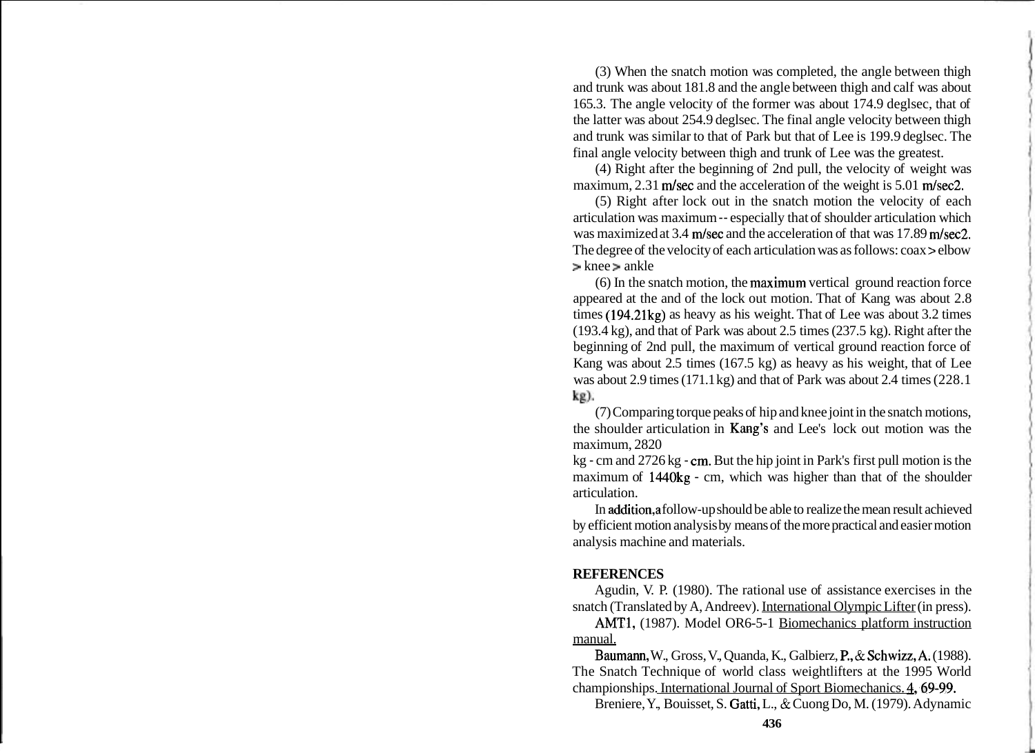(3) When the snatch motion was completed, the angle between thigh and trunk was about 181.8 and the angle between thigh and calf was about 165.3. The angle velocity of the former was about 174.9 deglsec, that of the latter was about 254.9 deglsec. The final angle velocity between thigh and trunk was similar to that of Park but that of Lee is 199.9 deglsec. The final angle velocity between thigh and trunk of Lee was the greatest.

(4) Right after the beginning of 2nd pull, the velocity of weight was maximum, 2.31 m/sec and the acceleration of the weight is 5.01 m/sec2.

(5) Right after lock out in the snatch motion the velocity of each articulation was maximum -- especially that of shoulder articulation which was maximized at 3.4 m/sec and the acceleration of that was 17.89 m/sec2. The degree of the velocity of each articulation was as follows: coax > elbow > knee > ankle

(6) In the snatch motion, the maximum vertical ground reaction force appeared at the and of the lock out motion. That of Kang was about 2.8 times (194.21kg) as heavy as his weight. That of Lee was about 3.2 times (193.4 kg), and that of Park was about 2.5 times (237.5 kg). Right after the beginning of 2nd pull, the maximum of vertical ground reaction force of Kang was about 2.5 times (167.5 kg) as heavy as his weight, that of Lee was about 2.9 times (171.1 kg) and that of Park was about 2.4 times (228.1 kg).

(7) Comparing torque peaks of hip and knee joint in the snatch motions, the shoulder articulation in Kang's and Lee's lock out motion was the maximum, 2820 kg - cm and 2726 kg - cm. But the hip joint in Park's first pull motion is the maximum of 1440kg - cm, which was higher than that of the shoulder articulation.

In addition, a follow-up should be able to realize the mean result achieved by efficient motion analysis by means of the more practical and easier motion analysis machine and materials.

## REFERENCES

Agudin, V. P. (1980). The rational use of assistance exercises in the snatch (Translated by A, Andreev). International Olympic Lifter (in press).

AMT1, (1987). Model OR6-5-1 Biomechanics platform instruction manual.

Baumann, W., Gross, V., Quanda, K., Galbierz, P., & Schwizz, A. (1988). The Snatch Technique of world class weightlifters at the 1995 World championships. International Journal of Sport Biomechanics. 4, 69-99.

Breniere, Y., Bouisset, S. Gatti, L., & Cuong Do, M. (1979). Adynamic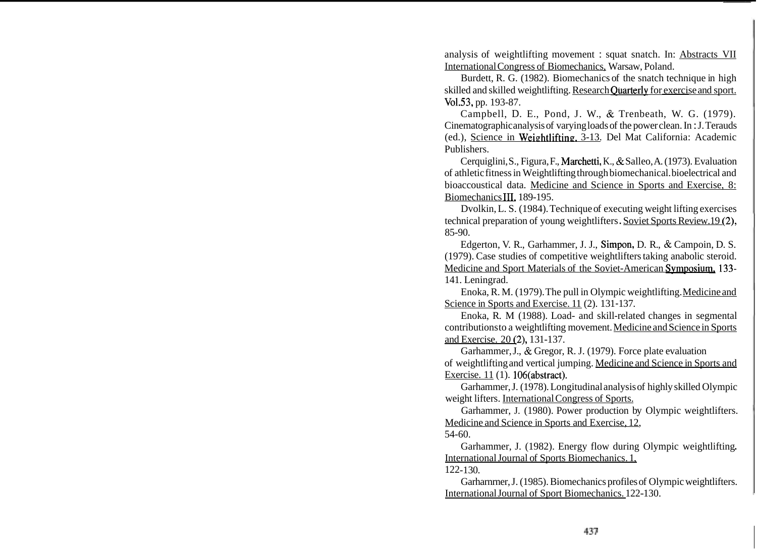analysis of weightlifting movement : squat snatch. In: Abstracts VII International Congress of Biomechanics, Warsaw, Poland.

Burdett, R. G. (1982). Biomechanics of the snatch technique in high skilled and skilled weightlifting. Research Quarterly for exercise and sport. Vol.53, pp. 193-87.

Campbell, D. E., Pond, J. W., & Trenbeath, W. G. (1979). Cinematographic analysis of varying loads of the power clean. In : J. Terauds (ed.), Science in Weightlifting, 3-13. Del Mat California: Academic Publishers.

Cerquiglini, S., Figura, F., Marchetti, K., & Salleo, A. (1973). Evaluation of athletic fitness in Weightlifting through biomechanical. bioelectrical and bioaccoustical data. Medicine and Science in Sports and Exercise, 8: Biomechanics III, 189-195.

Dvolkin, L. S. (1984). Technique of executing weight lifting exercises technical preparation of young weightlifters. Soviet Sports Review.19 (2), 85-90.

Edgerton, V. R., Garhammer, J. J., Simpon, D. R., & Campoin, D. S. (1979). Case studies of competitive weightlifters taking anabolic steroid. Medicine and Sport Materials of the Soviet-American Symposium, 133-141. Leningrad.

Enoka, R. M. (1979). The pull in Olympic weightlifting. Medicine and Science in Sports and Exercise. 11 (2). 131-137.

Enoka, R. M (1988). Load- and skill-related changes in segmental contributions to a weightlifting movement. Medicine and Science in Sports and Exercise. 20 (2), 131-137.

Garhammer, J., & Gregor, R. J. (1979). Force plate evaluation of weightlifting and vertical jumping. Medicine and Science in Sports and Exercise. 11 (1). 106(abstract).

Garhammer, J. (1978). Longitudinal analysis of highly skilled Olympic weight lifters. International Congress of Sports.

Garhammer, J. (1980). Power production by Olympic weightlifters. Medicine and Science in Sports and Exercise, 12, 54-60.

Garhammer, J. (1982). Energy flow during Olympic weightlifting. International Journal of Sports Biomechanics. 1, 122-130.

Garharnrner, J. (1985). Biomechanics profiles of Olympic weightlifters. International Journal of Sport Biomechanics. 122-130.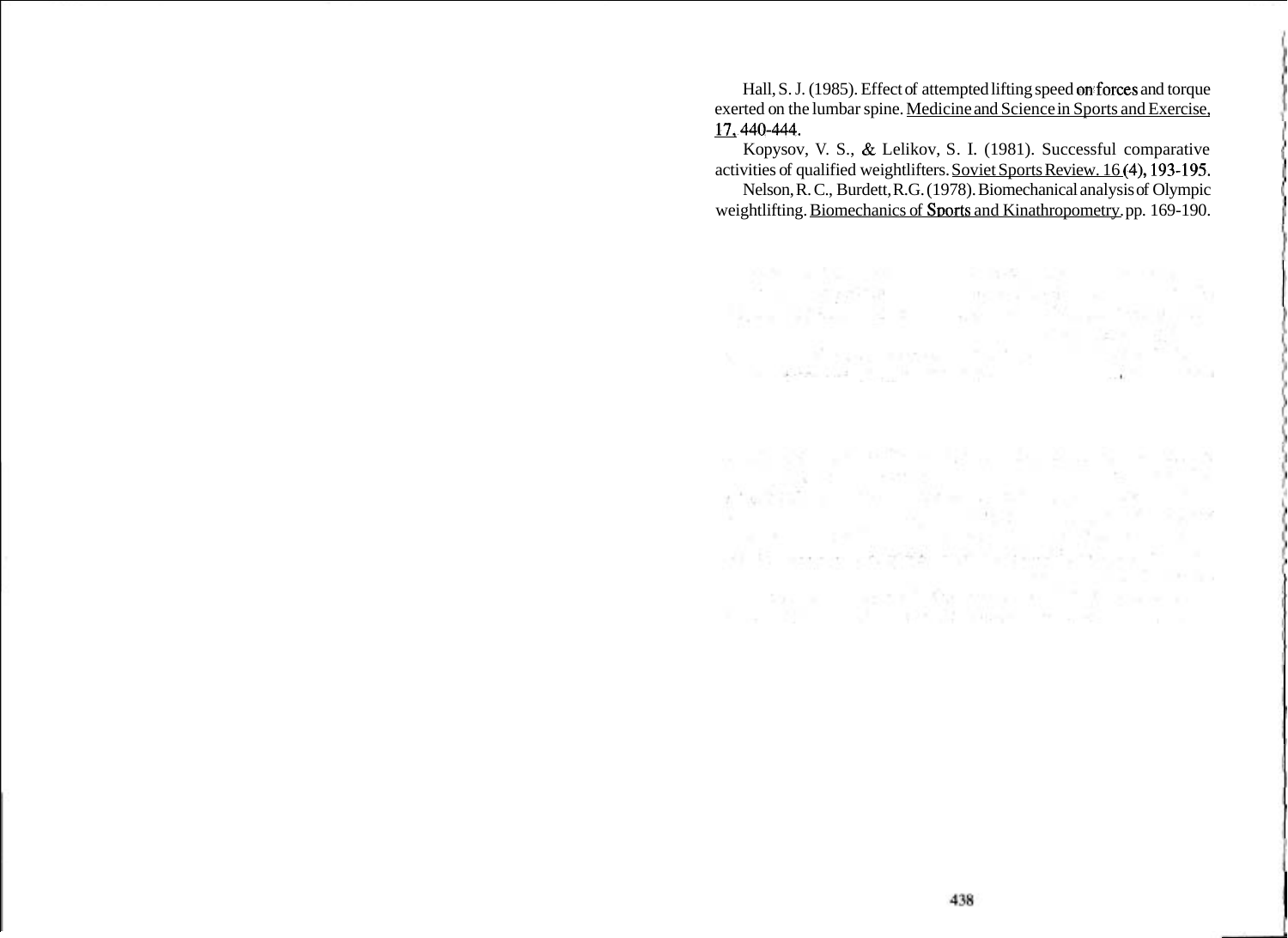Hall, S. J. (1985). Effect of attempted lifting speed on forces and torque exerted on the lumbar spine. Medicine and Science in Sports and Exercise, 17, 440-444.

Kopysov, V. S., & Lelikov, S. I. (1981). Successful comparative activities of qualified weightlifters. Soviet Sports Review. 16 (4), 193-195.

Nelson, R. C., Burdett, R.G. (1978). Biomechanical analysis of Olympic weightlifting. Biomechanics of Sports and Kinathropometry. pp. 169-190.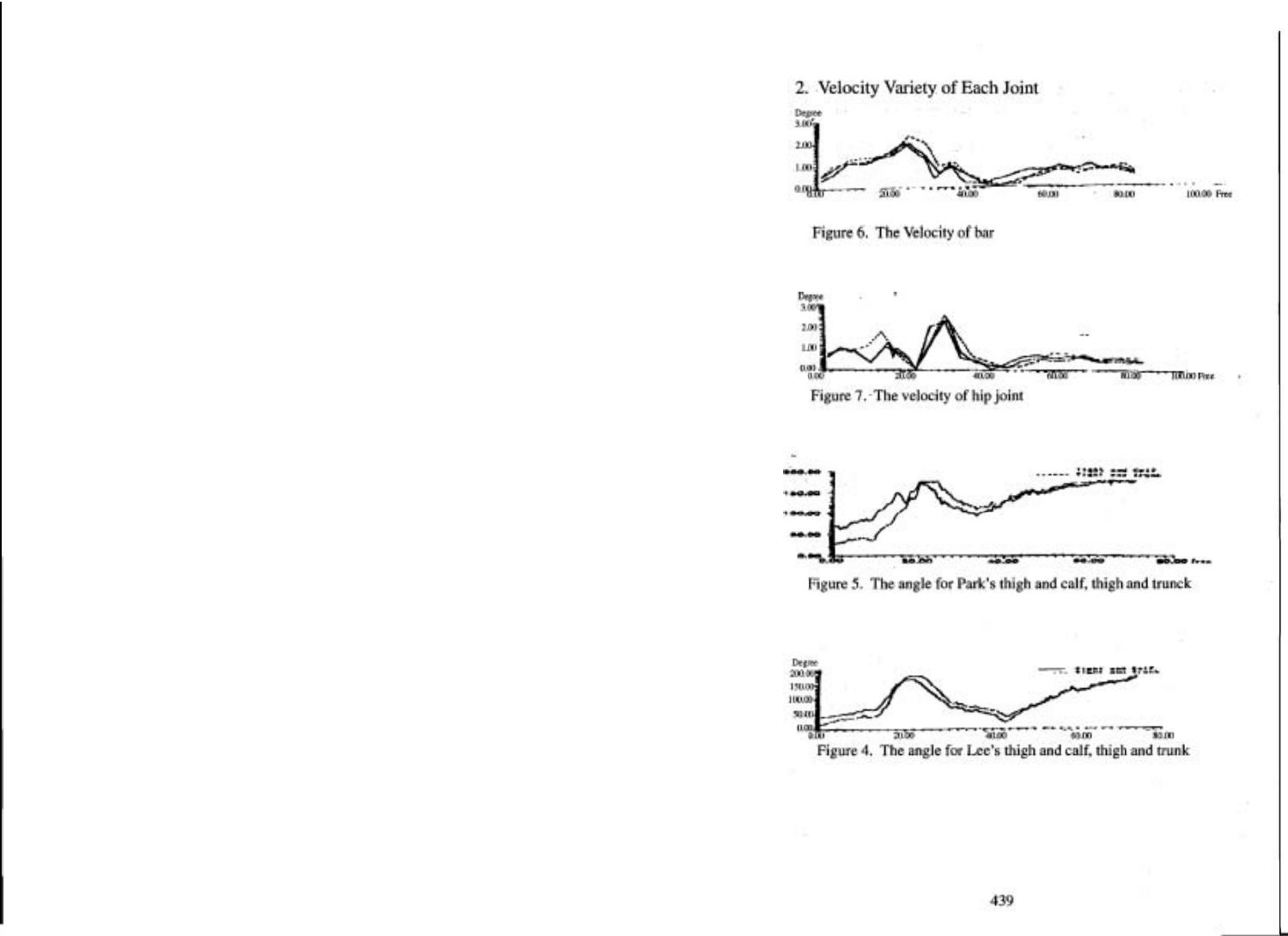## 2. Velocity Variety of Each Joint

Degree
3.00
2.00
1.00
0.00
0.00
20.00
40.00
60.00
80.00
100.00 Free

Figure 6. The Velocity of bar

Degree
3.00
2.00
1.00
0.00
0.00
20.00
40.00
60.00
80.00
100.00 Free

Figure 7. The velocity of hip joint

Figure 5. The angle for Park's thigh and calf, thigh and trunck

Degree
200.00
150.00
100.00
50.00
0.00
0.00
20.00
40.00
60.00
80.00

Figure 4. The angle for Lee's thigh and calf, thigh and trunk